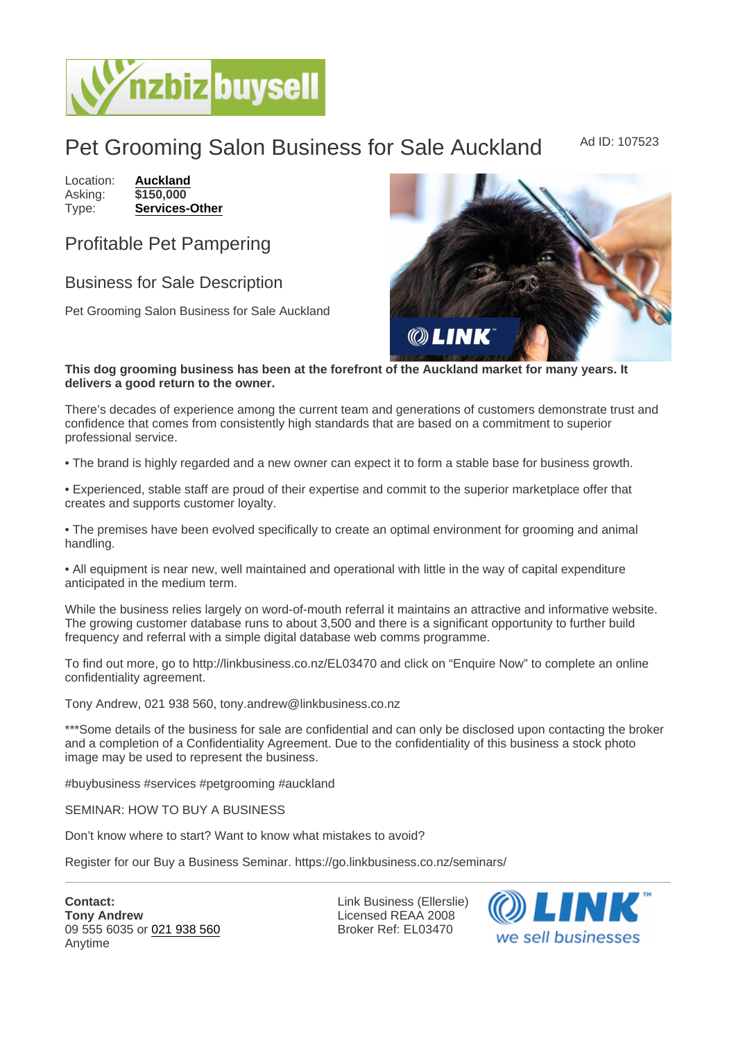# Pet Grooming Salon Business for Sale Auckland

Ad ID: 107523

Location: **Auckland**
Asking: **$150,000**
Type: **Services-Other**

## Profitable Pet Pampering

## Business for Sale Description

Pet Grooming Salon Business for Sale Auckland

**This dog grooming business has been at the forefront of the Auckland market for many years. It delivers a good return to the owner.**

There's decades of experience among the current team and generations of customers demonstrate trust and confidence that comes from consistently high standards that are based on a commitment to superior professional service.

• The brand is highly regarded and a new owner can expect it to form a stable base for business growth.

• Experienced, stable staff are proud of their expertise and commit to the superior marketplace offer that creates and supports customer loyalty.

• The premises have been evolved specifically to create an optimal environment for grooming and animal handling.

• All equipment is near new, well maintained and operational with little in the way of capital expenditure anticipated in the medium term.

While the business relies largely on word-of-mouth referral it maintains an attractive and informative website. The growing customer database runs to about 3,500 and there is a significant opportunity to further build frequency and referral with a simple digital database web comms programme.

To find out more, go to http://linkbusiness.co.nz/EL03470 and click on "Enquire Now" to complete an online confidentiality agreement.

Tony Andrew, 021 938 560, tony.andrew@linkbusiness.co.nz

***Some details of the business for sale are confidential and can only be disclosed upon contacting the broker and a completion of a Confidentiality Agreement. Due to the confidentiality of this business a stock photo image may be used to represent the business.

#buybusiness #services #petgrooming #auckland

SEMINAR: HOW TO BUY A BUSINESS

Don't know where to start? Want to know what mistakes to avoid?

Register for our Buy a Business Seminar. https://go.linkbusiness.co.nz/seminars/

---

**Contact:**
**Tony Andrew**
09 555 6035 or 021 938 560
Anytime

Link Business (Ellerslie)
Licensed REAA 2008
Broker Ref: EL03470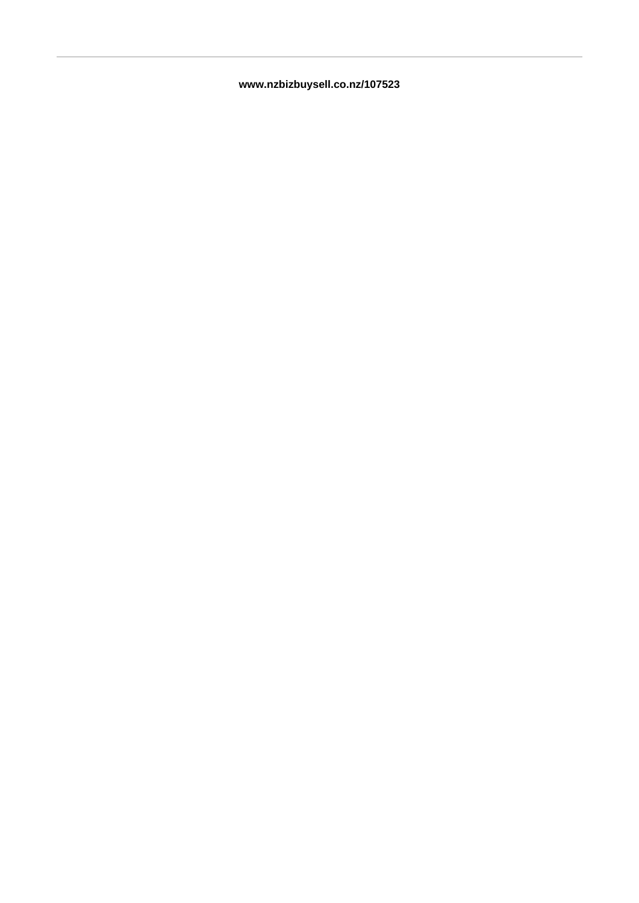**www.nzbizbuysell.co.nz/107523**